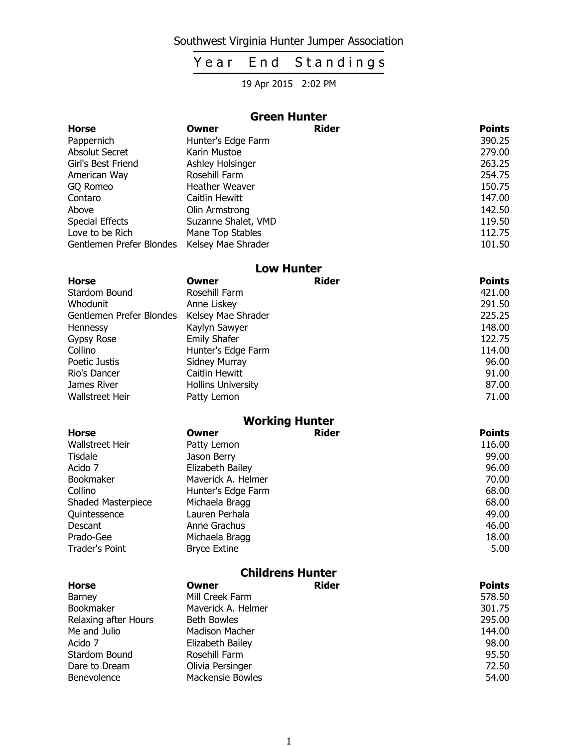# Southwest Virginia Hunter Jumper Association

## Year End Standings

19 Apr 2015 2:02 PM

### Green Hunter

| Horse | Owner | Rider | Points |
|---|---|---|---|
| Pappernich | Hunter's Edge Farm | | 390.25 |
| Absolut Secret | Karin Mustoe | | 279.00 |
| Girl's Best Friend | Ashley Holsinger | | 263.25 |
| American Way | Rosehill Farm | | 254.75 |
| GQ Romeo | Heather Weaver | | 150.75 |
| Contaro | Caitlin Hewitt | | 147.00 |
| Above | Olin Armstrong | | 142.50 |
| Special Effects | Suzanne Shalet, VMD | | 119.50 |
| Love to be Rich | Mane Top Stables | | 112.75 |
| Gentlemen Prefer Blondes | Kelsey Mae Shrader | | 101.50 |

### Low Hunter

| Horse | Owner | Rider | Points |
|---|---|---|---|
| Stardom Bound | Rosehill Farm | | 421.00 |
| Whodunit | Anne Liskey | | 291.50 |
| Gentlemen Prefer Blondes | Kelsey Mae Shrader | | 225.25 |
| Hennessy | Kaylyn Sawyer | | 148.00 |
| Gypsy Rose | Emily Shafer | | 122.75 |
| Collino | Hunter's Edge Farm | | 114.00 |
| Poetic Justis | Sidney Murray | | 96.00 |
| Rio's Dancer | Caitlin Hewitt | | 91.00 |
| James River | Hollins University | | 87.00 |
| Wallstreet Heir | Patty Lemon | | 71.00 |

### Working Hunter

| Horse | Owner | Rider | Points |
|---|---|---|---|
| Wallstreet Heir | Patty Lemon | | 116.00 |
| Tisdale | Jason Berry | | 99.00 |
| Acido 7 | Elizabeth Bailey | | 96.00 |
| Bookmaker | Maverick A. Helmer | | 70.00 |
| Collino | Hunter's Edge Farm | | 68.00 |
| Shaded Masterpiece | Michaela Bragg | | 68.00 |
| Quintessence | Lauren Perhala | | 49.00 |
| Descant | Anne Grachus | | 46.00 |
| Prado-Gee | Michaela Bragg | | 18.00 |
| Trader's Point | Bryce Extine | | 5.00 |

### Childrens Hunter

| Horse | Owner | Rider | Points |
|---|---|---|---|
| Barney | Mill Creek Farm | | 578.50 |
| Bookmaker | Maverick A. Helmer | | 301.75 |
| Relaxing after Hours | Beth Bowles | | 295.00 |
| Me and Julio | Madison Macher | | 144.00 |
| Acido 7 | Elizabeth Bailey | | 98.00 |
| Stardom Bound | Rosehill Farm | | 95.50 |
| Dare to Dream | Olivia Persinger | | 72.50 |
| Benevolence | Mackensie Bowles | | 54.00 |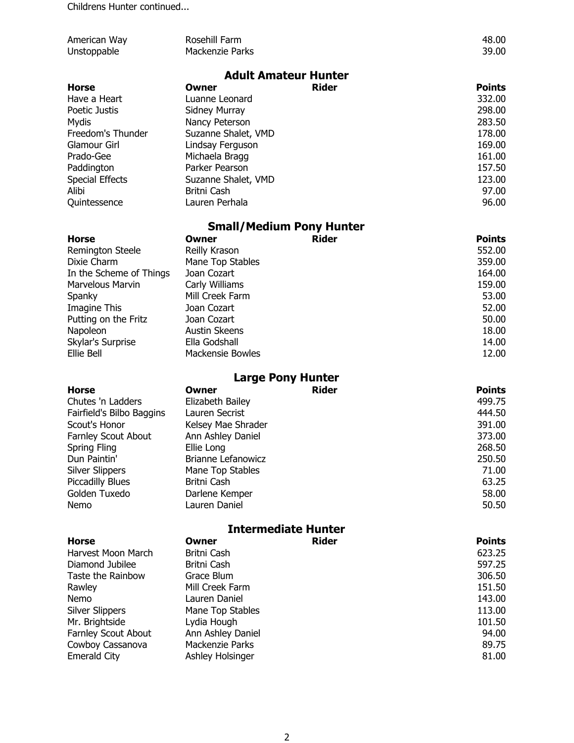Childrens Hunter continued...

| | | |
|---|---|---|
| American Way | Rosehill Farm | 48.00 |
| Unstoppable | Mackenzie Parks | 39.00 |

## Adult Amateur Hunter

| Horse | Owner | Rider | Points |
|---|---|---|---|
| Have a Heart | Luanne Leonard | | 332.00 |
| Poetic Justis | Sidney Murray | | 298.00 |
| Mydis | Nancy Peterson | | 283.50 |
| Freedom's Thunder | Suzanne Shalet, VMD | | 178.00 |
| Glamour Girl | Lindsay Ferguson | | 169.00 |
| Prado-Gee | Michaela Bragg | | 161.00 |
| Paddington | Parker Pearson | | 157.50 |
| Special Effects | Suzanne Shalet, VMD | | 123.00 |
| Alibi | Britni Cash | | 97.00 |
| Quintessence | Lauren Perhala | | 96.00 |

## Small/Medium Pony Hunter

| Horse | Owner | Rider | Points |
|---|---|---|---|
| Remington Steele | Reilly Krason | | 552.00 |
| Dixie Charm | Mane Top Stables | | 359.00 |
| In the Scheme of Things | Joan Cozart | | 164.00 |
| Marvelous Marvin | Carly Williams | | 159.00 |
| Spanky | Mill Creek Farm | | 53.00 |
| Imagine This | Joan Cozart | | 52.00 |
| Putting on the Fritz | Joan Cozart | | 50.00 |
| Napoleon | Austin Skeens | | 18.00 |
| Skylar's Surprise | Ella Godshall | | 14.00 |
| Ellie Bell | Mackensie Bowles | | 12.00 |

## Large Pony Hunter

| Horse | Owner | Rider | Points |
|---|---|---|---|
| Chutes 'n Ladders | Elizabeth Bailey | | 499.75 |
| Fairfield's Bilbo Baggins | Lauren Secrist | | 444.50 |
| Scout's Honor | Kelsey Mae Shrader | | 391.00 |
| Farnley Scout About | Ann Ashley Daniel | | 373.00 |
| Spring Fling | Ellie Long | | 268.50 |
| Dun Paintin' | Brianne Lefanowicz | | 250.50 |
| Silver Slippers | Mane Top Stables | | 71.00 |
| Piccadilly Blues | Britni Cash | | 63.25 |
| Golden Tuxedo | Darlene Kemper | | 58.00 |
| Nemo | Lauren Daniel | | 50.50 |

## Intermediate Hunter

| Horse | Owner | Rider | Points |
|---|---|---|---|
| Harvest Moon March | Britni Cash | | 623.25 |
| Diamond Jubilee | Britni Cash | | 597.25 |
| Taste the Rainbow | Grace Blum | | 306.50 |
| Rawley | Mill Creek Farm | | 151.50 |
| Nemo | Lauren Daniel | | 143.00 |
| Silver Slippers | Mane Top Stables | | 113.00 |
| Mr. Brightside | Lydia Hough | | 101.50 |
| Farnley Scout About | Ann Ashley Daniel | | 94.00 |
| Cowboy Cassanova | Mackenzie Parks | | 89.75 |
| Emerald City | Ashley Holsinger | | 81.00 |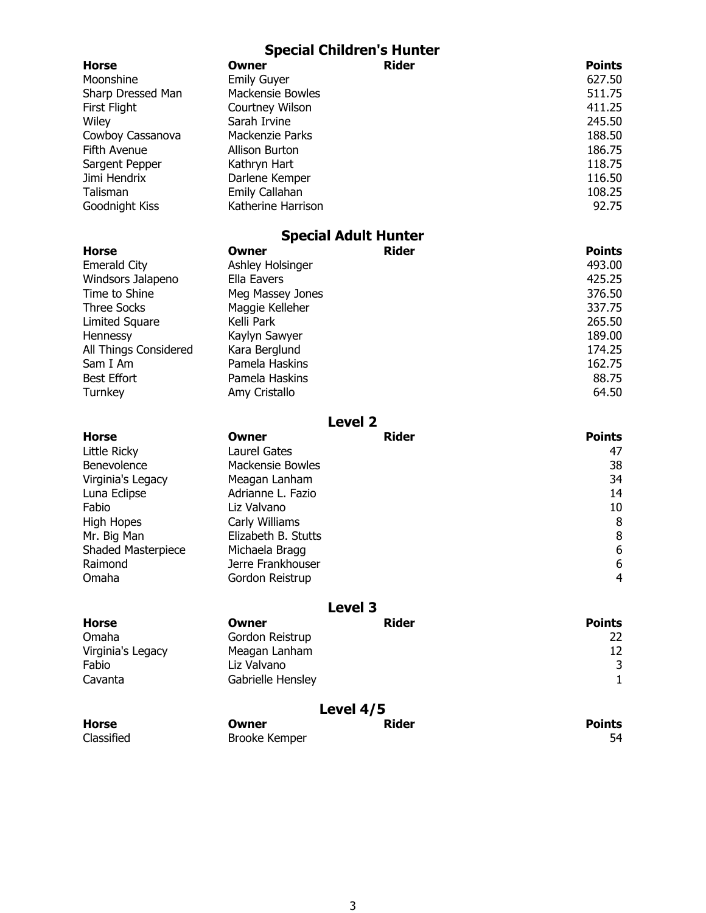## Special Children's Hunter

| Horse | Owner | Rider | Points |
|---|---|---|---|
| Moonshine | Emily Guyer | | 627.50 |
| Sharp Dressed Man | Mackensie Bowles | | 511.75 |
| First Flight | Courtney Wilson | | 411.25 |
| Wiley | Sarah Irvine | | 245.50 |
| Cowboy Cassanova | Mackenzie Parks | | 188.50 |
| Fifth Avenue | Allison Burton | | 186.75 |
| Sargent Pepper | Kathryn Hart | | 118.75 |
| Jimi Hendrix | Darlene Kemper | | 116.50 |
| Talisman | Emily Callahan | | 108.25 |
| Goodnight Kiss | Katherine Harrison | | 92.75 |

## Special Adult Hunter

| Horse | Owner | Rider | Points |
|---|---|---|---|
| Emerald City | Ashley Holsinger | | 493.00 |
| Windsors Jalapeno | Ella Eavers | | 425.25 |
| Time to Shine | Meg Massey Jones | | 376.50 |
| Three Socks | Maggie Kelleher | | 337.75 |
| Limited Square | Kelli Park | | 265.50 |
| Hennessy | Kaylyn Sawyer | | 189.00 |
| All Things Considered | Kara Berglund | | 174.25 |
| Sam I Am | Pamela Haskins | | 162.75 |
| Best Effort | Pamela Haskins | | 88.75 |
| Turnkey | Amy Cristallo | | 64.50 |

## Level 2

| Horse | Owner | Rider | Points |
|---|---|---|---|
| Little Ricky | Laurel Gates | | 47 |
| Benevolence | Mackensie Bowles | | 38 |
| Virginia's Legacy | Meagan Lanham | | 34 |
| Luna Eclipse | Adrianne L. Fazio | | 14 |
| Fabio | Liz Valvano | | 10 |
| High Hopes | Carly Williams | | 8 |
| Mr. Big Man | Elizabeth B. Stutts | | 8 |
| Shaded Masterpiece | Michaela Bragg | | 6 |
| Raimond | Jerre Frankhouser | | 6 |
| Omaha | Gordon Reistrup | | 4 |

## Level 3

| Horse | Owner | Rider | Points |
|---|---|---|---|
| Omaha | Gordon Reistrup | | 22 |
| Virginia's Legacy | Meagan Lanham | | 12 |
| Fabio | Liz Valvano | | 3 |
| Cavanta | Gabrielle Hensley | | 1 |

## Level 4/5

| Horse | Owner | Rider | Points |
|---|---|---|---|
| Classified | Brooke Kemper | | 54 |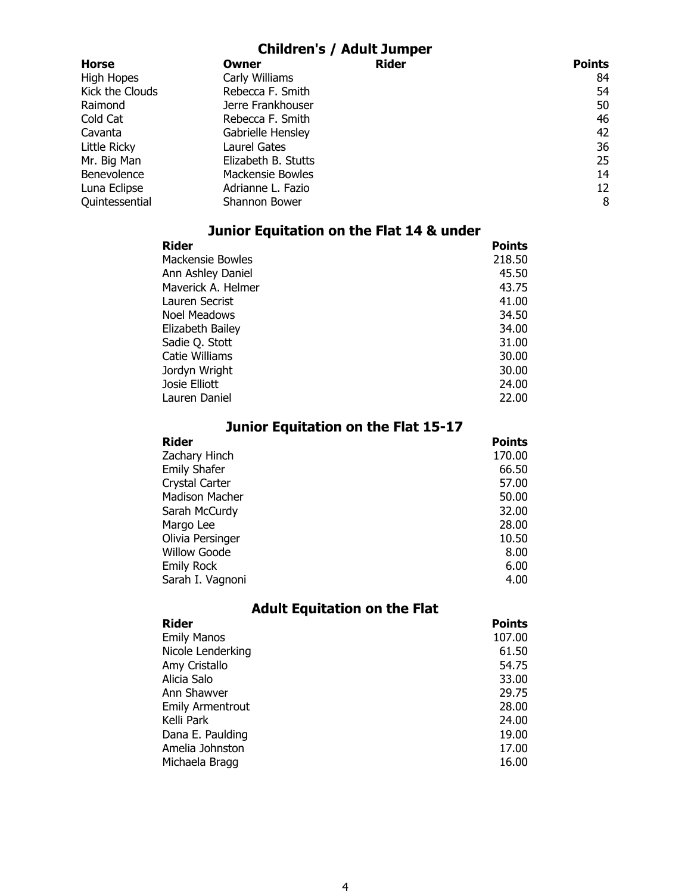## Children's / Adult Jumper

| Horse | Owner | Rider | Points |
|---|---|---|---|
| High Hopes | Carly Williams | | 84 |
| Kick the Clouds | Rebecca F. Smith | | 54 |
| Raimond | Jerre Frankhouser | | 50 |
| Cold Cat | Rebecca F. Smith | | 46 |
| Cavanta | Gabrielle Hensley | | 42 |
| Little Ricky | Laurel Gates | | 36 |
| Mr. Big Man | Elizabeth B. Stutts | | 25 |
| Benevolence | Mackensie Bowles | | 14 |
| Luna Eclipse | Adrianne L. Fazio | | 12 |
| Quintessential | Shannon Bower | | 8 |

## Junior Equitation on the Flat 14 & under

| Rider | Points |
|---|---|
| Mackensie Bowles | 218.50 |
| Ann Ashley Daniel | 45.50 |
| Maverick A. Helmer | 43.75 |
| Lauren Secrist | 41.00 |
| Noel Meadows | 34.50 |
| Elizabeth Bailey | 34.00 |
| Sadie Q. Stott | 31.00 |
| Catie Williams | 30.00 |
| Jordyn Wright | 30.00 |
| Josie Elliott | 24.00 |
| Lauren Daniel | 22.00 |

## Junior Equitation on the Flat 15-17

| Rider | Points |
|---|---|
| Zachary Hinch | 170.00 |
| Emily Shafer | 66.50 |
| Crystal Carter | 57.00 |
| Madison Macher | 50.00 |
| Sarah McCurdy | 32.00 |
| Margo Lee | 28.00 |
| Olivia Persinger | 10.50 |
| Willow Goode | 8.00 |
| Emily Rock | 6.00 |
| Sarah I. Vagnoni | 4.00 |

## Adult Equitation on the Flat

| Rider | Points |
|---|---|
| Emily Manos | 107.00 |
| Nicole Lenderking | 61.50 |
| Amy Cristallo | 54.75 |
| Alicia Salo | 33.00 |
| Ann Shawver | 29.75 |
| Emily Armentrout | 28.00 |
| Kelli Park | 24.00 |
| Dana E. Paulding | 19.00 |
| Amelia Johnston | 17.00 |
| Michaela Bragg | 16.00 |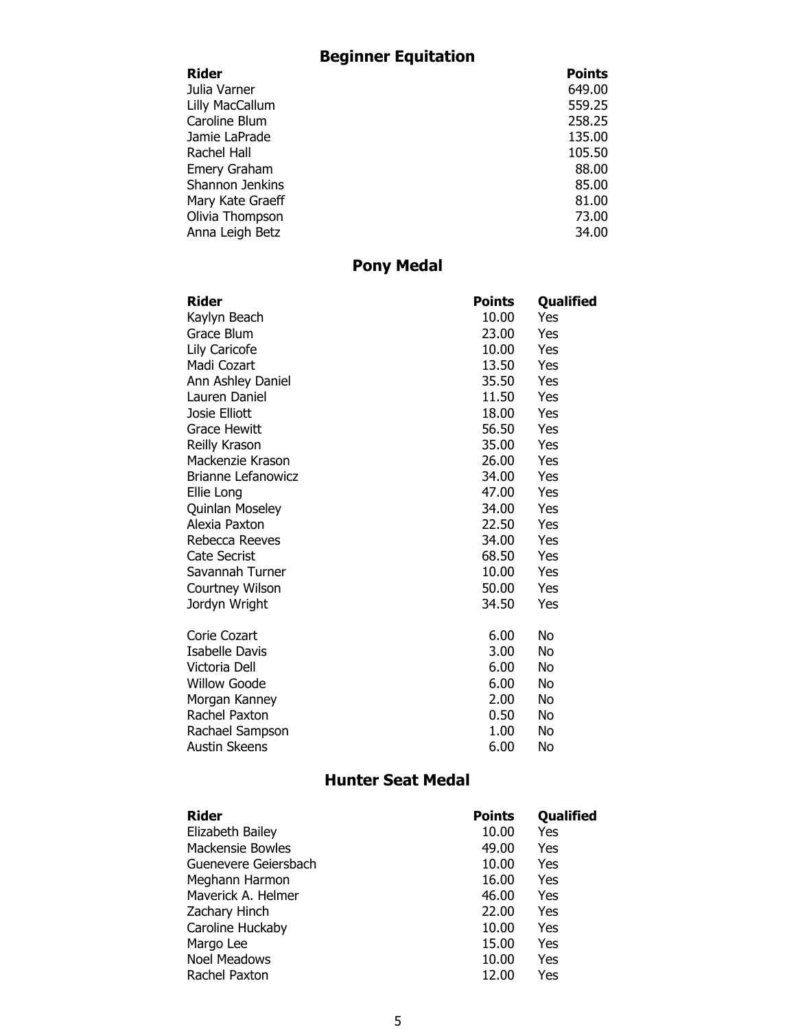## Beginner Equitation

| Rider | Points |
| --- | --- |
| Julia Varner | 649.00 |
| Lilly MacCallum | 559.25 |
| Caroline Blum | 258.25 |
| Jamie LaPrade | 135.00 |
| Rachel Hall | 105.50 |
| Emery Graham | 88.00 |
| Shannon Jenkins | 85.00 |
| Mary Kate Graeff | 81.00 |
| Olivia Thompson | 73.00 |
| Anna Leigh Betz | 34.00 |

## Pony Medal

| Rider | Points | Qualified |
| --- | --- | --- |
| Kaylyn Beach | 10.00 | Yes |
| Grace Blum | 23.00 | Yes |
| Lily Caricofe | 10.00 | Yes |
| Madi Cozart | 13.50 | Yes |
| Ann Ashley Daniel | 35.50 | Yes |
| Lauren Daniel | 11.50 | Yes |
| Josie Elliott | 18.00 | Yes |
| Grace Hewitt | 56.50 | Yes |
| Reilly Krason | 35.00 | Yes |
| Mackenzie Krason | 26.00 | Yes |
| Brianne Lefanowicz | 34.00 | Yes |
| Ellie Long | 47.00 | Yes |
| Quinlan Moseley | 34.00 | Yes |
| Alexia Paxton | 22.50 | Yes |
| Rebecca Reeves | 34.00 | Yes |
| Cate Secrist | 68.50 | Yes |
| Savannah Turner | 10.00 | Yes |
| Courtney Wilson | 50.00 | Yes |
| Jordyn Wright | 34.50 | Yes |
| Corie Cozart | 6.00 | No |
| Isabelle Davis | 3.00 | No |
| Victoria Dell | 6.00 | No |
| Willow Goode | 6.00 | No |
| Morgan Kanney | 2.00 | No |
| Rachel Paxton | 0.50 | No |
| Rachael Sampson | 1.00 | No |
| Austin Skeens | 6.00 | No |

## Hunter Seat Medal

| Rider | Points | Qualified |
| --- | --- | --- |
| Elizabeth Bailey | 10.00 | Yes |
| Mackensie Bowles | 49.00 | Yes |
| Guenevere Geiersbach | 10.00 | Yes |
| Meghann Harmon | 16.00 | Yes |
| Maverick A. Helmer | 46.00 | Yes |
| Zachary Hinch | 22.00 | Yes |
| Caroline Huckaby | 10.00 | Yes |
| Margo Lee | 15.00 | Yes |
| Noel Meadows | 10.00 | Yes |
| Rachel Paxton | 12.00 | Yes |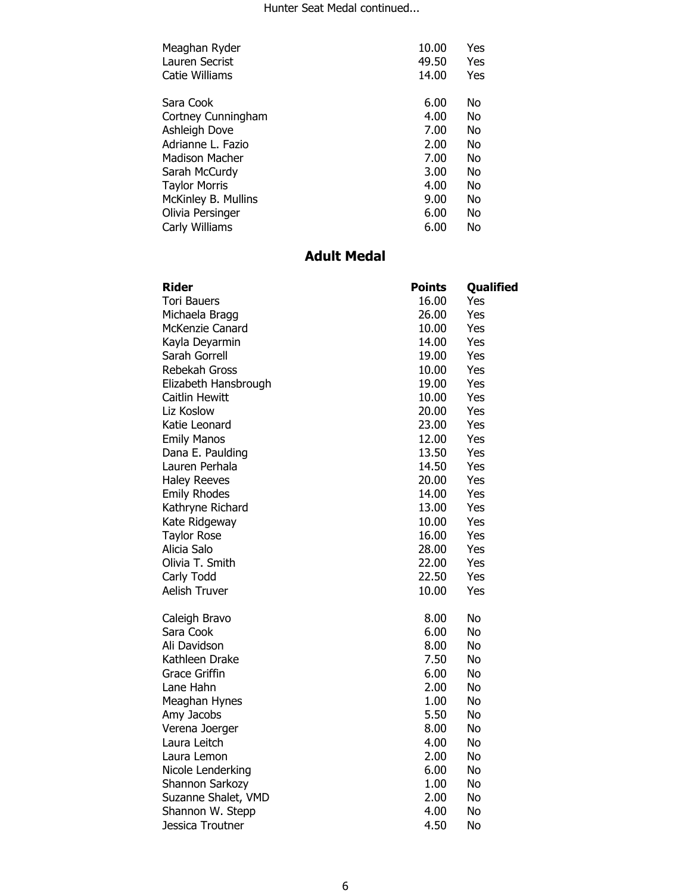Hunter Seat Medal continued...

| | | |
|---|---|---|
| Meaghan Ryder | 10.00 | Yes |
| Lauren Secrist | 49.50 | Yes |
| Catie Williams | 14.00 | Yes |
| | | |
| Sara Cook | 6.00 | No |
| Cortney Cunningham | 4.00 | No |
| Ashleigh Dove | 7.00 | No |
| Adrianne L. Fazio | 2.00 | No |
| Madison Macher | 7.00 | No |
| Sarah McCurdy | 3.00 | No |
| Taylor Morris | 4.00 | No |
| McKinley B. Mullins | 9.00 | No |
| Olivia Persinger | 6.00 | No |
| Carly Williams | 6.00 | No |

## Adult Medal

| Rider | Points | Qualified |
|---|---|---|
| Tori Bauers | 16.00 | Yes |
| Michaela Bragg | 26.00 | Yes |
| McKenzie Canard | 10.00 | Yes |
| Kayla Deyarmin | 14.00 | Yes |
| Sarah Gorrell | 19.00 | Yes |
| Rebekah Gross | 10.00 | Yes |
| Elizabeth Hansbrough | 19.00 | Yes |
| Caitlin Hewitt | 10.00 | Yes |
| Liz Koslow | 20.00 | Yes |
| Katie Leonard | 23.00 | Yes |
| Emily Manos | 12.00 | Yes |
| Dana E. Paulding | 13.50 | Yes |
| Lauren Perhala | 14.50 | Yes |
| Haley Reeves | 20.00 | Yes |
| Emily Rhodes | 14.00 | Yes |
| Kathryne Richard | 13.00 | Yes |
| Kate Ridgeway | 10.00 | Yes |
| Taylor Rose | 16.00 | Yes |
| Alicia Salo | 28.00 | Yes |
| Olivia T. Smith | 22.00 | Yes |
| Carly Todd | 22.50 | Yes |
| Aelish Truver | 10.00 | Yes |
| | | |
| Caleigh Bravo | 8.00 | No |
| Sara Cook | 6.00 | No |
| Ali Davidson | 8.00 | No |
| Kathleen Drake | 7.50 | No |
| Grace Griffin | 6.00 | No |
| Lane Hahn | 2.00 | No |
| Meaghan Hynes | 1.00 | No |
| Amy Jacobs | 5.50 | No |
| Verena Joerger | 8.00 | No |
| Laura Leitch | 4.00 | No |
| Laura Lemon | 2.00 | No |
| Nicole Lenderking | 6.00 | No |
| Shannon Sarkozy | 1.00 | No |
| Suzanne Shalet, VMD | 2.00 | No |
| Shannon W. Stepp | 4.00 | No |
| Jessica Troutner | 4.50 | No |